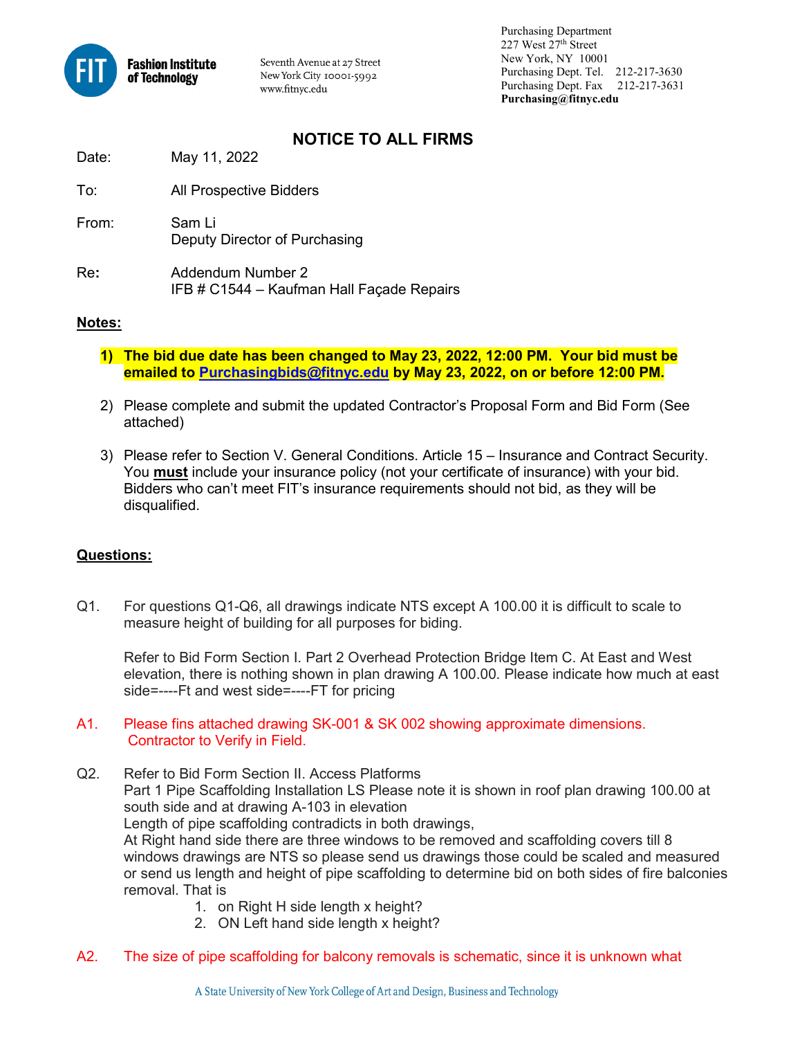Fashion Institute of Technology

Seventh Avenue at 27 Street
New York City 10001-5992
www.fitnyc.edu

Purchasing Department
227 West 27th Street
New York, NY 10001
Purchasing Dept. Tel. 212-217-3630
Purchasing Dept. Fax 212-217-3631
**Purchasing@fitnyc.edu**

# NOTICE TO ALL FIRMS

Date: May 11, 2022

To: All Prospective Bidders

From: Sam Li
Deputy Director of Purchasing

Re**:** Addendum Number 2
IFB # C1544 – Kaufman Hall Façade Repairs

**Notes:**

1) **The bid due date has been changed to May 23, 2022, 12:00 PM. Your bid must be emailed to Purchasingbids@fitnyc.edu by May 23, 2022, on or before 12:00 PM.**

2) Please complete and submit the updated Contractor's Proposal Form and Bid Form (See attached)

3) Please refer to Section V. General Conditions. Article 15 – Insurance and Contract Security. You **must** include your insurance policy (not your certificate of insurance) with your bid. Bidders who can't meet FIT's insurance requirements should not bid, as they will be disqualified.

**Questions:**

Q1. For questions Q1-Q6, all drawings indicate NTS except A 100.00 it is difficult to scale to measure height of building for all purposes for biding.

Refer to Bid Form Section I. Part 2 Overhead Protection Bridge Item C. At East and West elevation, there is nothing shown in plan drawing A 100.00. Please indicate how much at east side=----Ft and west side=----FT for pricing

A1. Please fins attached drawing SK-001 & SK 002 showing approximate dimensions. Contractor to Verify in Field.

Q2. Refer to Bid Form Section II. Access Platforms
Part 1 Pipe Scaffolding Installation LS Please note it is shown in roof plan drawing 100.00 at south side and at drawing A-103 in elevation
Length of pipe scaffolding contradicts in both drawings,
At Right hand side there are three windows to be removed and scaffolding covers till 8 windows drawings are NTS so please send us drawings those could be scaled and measured or send us length and height of pipe scaffolding to determine bid on both sides of fire balconies removal. That is

1. on Right H side length x height?
2. ON Left hand side length x height?

A2. The size of pipe scaffolding for balcony removals is schematic, since it is unknown what

A State University of New York College of Art and Design, Business and Technology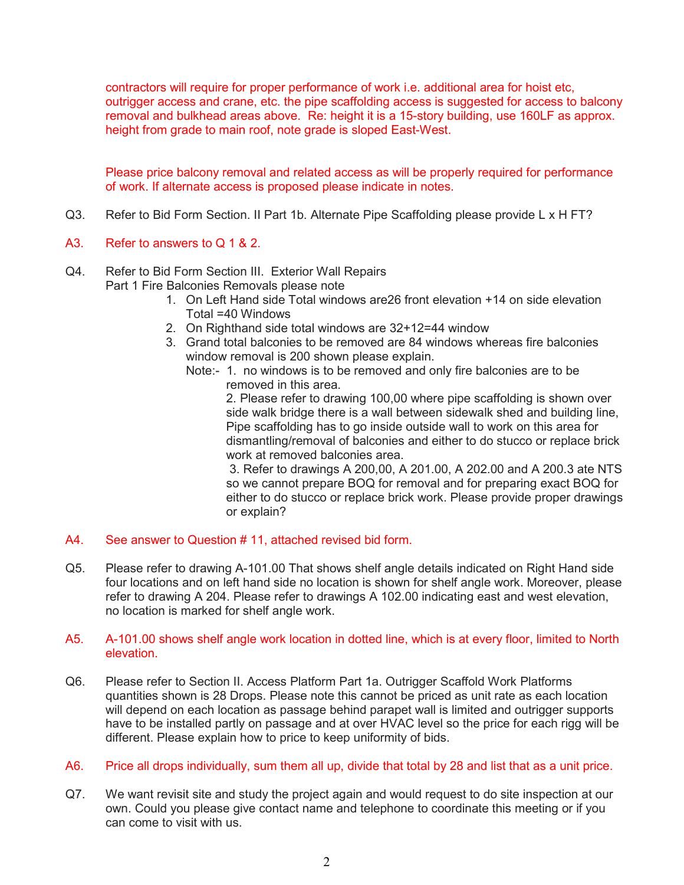contractors will require for proper performance of work i.e. additional area for hoist etc, outrigger access and crane, etc. the pipe scaffolding access is suggested for access to balcony removal and bulkhead areas above. Re: height it is a 15-story building, use 160LF as approx. height from grade to main roof, note grade is sloped East-West.

Please price balcony removal and related access as will be properly required for performance of work. If alternate access is proposed please indicate in notes.

Q3. Refer to Bid Form Section. II Part 1b. Alternate Pipe Scaffolding please provide L x H FT?

A3. Refer to answers to Q 1 & 2.

Q4. Refer to Bid Form Section III. Exterior Wall Repairs
Part 1 Fire Balconies Removals please note

1. On Left Hand side Total windows are26 front elevation +14 on side elevation Total =40 Windows
2. On Righthand side total windows are 32+12=44 window
3. Grand total balconies to be removed are 84 windows whereas fire balconies window removal is 200 shown please explain.

Note:- 1. no windows is to be removed and only fire balconies are to be removed in this area.
2. Please refer to drawing 100,00 where pipe scaffolding is shown over side walk bridge there is a wall between sidewalk shed and building line, Pipe scaffolding has to go inside outside wall to work on this area for dismantling/removal of balconies and either to do stucco or replace brick work at removed balconies area.
3. Refer to drawings A 200,00, A 201.00, A 202.00 and A 200.3 ate NTS so we cannot prepare BOQ for removal and for preparing exact BOQ for either to do stucco or replace brick work. Please provide proper drawings or explain?

A4. See answer to Question # 11, attached revised bid form.

Q5. Please refer to drawing A-101.00 That shows shelf angle details indicated on Right Hand side four locations and on left hand side no location is shown for shelf angle work. Moreover, please refer to drawing A 204. Please refer to drawings A 102.00 indicating east and west elevation, no location is marked for shelf angle work.

A5. A-101.00 shows shelf angle work location in dotted line, which is at every floor, limited to North elevation.

Q6. Please refer to Section II. Access Platform Part 1a. Outrigger Scaffold Work Platforms quantities shown is 28 Drops. Please note this cannot be priced as unit rate as each location will depend on each location as passage behind parapet wall is limited and outrigger supports have to be installed partly on passage and at over HVAC level so the price for each rigg will be different. Please explain how to price to keep uniformity of bids.

A6. Price all drops individually, sum them all up, divide that total by 28 and list that as a unit price.

Q7. We want revisit site and study the project again and would request to do site inspection at our own. Could you please give contact name and telephone to coordinate this meeting or if you can come to visit with us.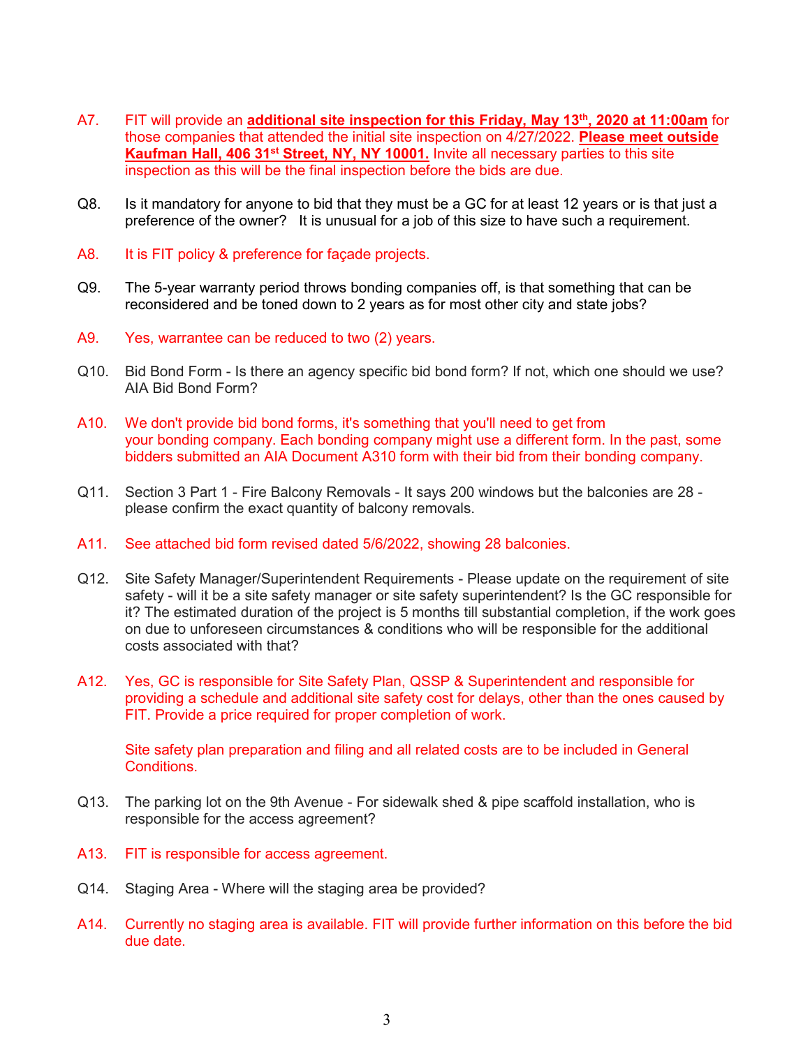A7. FIT will provide an **additional site inspection for this Friday, May 13th, 2020 at 11:00am** for those companies that attended the initial site inspection on 4/27/2022. **Please meet outside Kaufman Hall, 406 31st Street, NY, NY 10001.** Invite all necessary parties to this site inspection as this will be the final inspection before the bids are due.

Q8. Is it mandatory for anyone to bid that they must be a GC for at least 12 years or is that just a preference of the owner? It is unusual for a job of this size to have such a requirement.

A8. It is FIT policy & preference for façade projects.

Q9. The 5-year warranty period throws bonding companies off, is that something that can be reconsidered and be toned down to 2 years as for most other city and state jobs?

A9. Yes, warrantee can be reduced to two (2) years.

Q10. Bid Bond Form - Is there an agency specific bid bond form? If not, which one should we use? AIA Bid Bond Form?

A10. We don't provide bid bond forms, it's something that you'll need to get from your bonding company. Each bonding company might use a different form. In the past, some bidders submitted an AIA Document A310 form with their bid from their bonding company.

Q11. Section 3 Part 1 - Fire Balcony Removals - It says 200 windows but the balconies are 28 - please confirm the exact quantity of balcony removals.

A11. See attached bid form revised dated 5/6/2022, showing 28 balconies.

Q12. Site Safety Manager/Superintendent Requirements - Please update on the requirement of site safety - will it be a site safety manager or site safety superintendent? Is the GC responsible for it? The estimated duration of the project is 5 months till substantial completion, if the work goes on due to unforeseen circumstances & conditions who will be responsible for the additional costs associated with that?

A12. Yes, GC is responsible for Site Safety Plan, QSSP & Superintendent and responsible for providing a schedule and additional site safety cost for delays, other than the ones caused by FIT. Provide a price required for proper completion of work.

Site safety plan preparation and filing and all related costs are to be included in General Conditions.

Q13. The parking lot on the 9th Avenue - For sidewalk shed & pipe scaffold installation, who is responsible for the access agreement?

A13. FIT is responsible for access agreement.

Q14. Staging Area - Where will the staging area be provided?

A14. Currently no staging area is available. FIT will provide further information on this before the bid due date.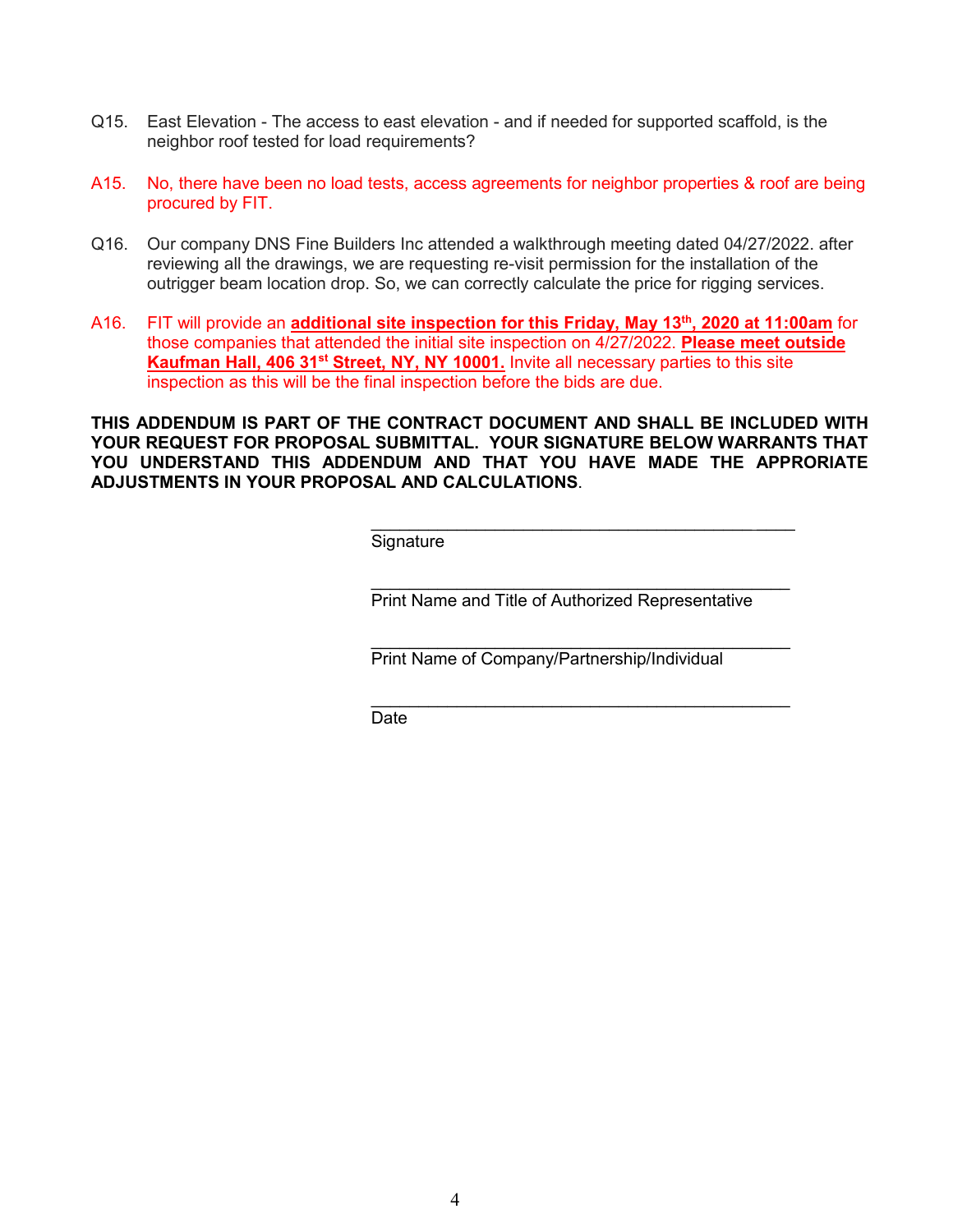Q15. East Elevation - The access to east elevation - and if needed for supported scaffold, is the neighbor roof tested for load requirements?

A15. No, there have been no load tests, access agreements for neighbor properties & roof are being procured by FIT.

Q16. Our company DNS Fine Builders Inc attended a walkthrough meeting dated 04/27/2022. after reviewing all the drawings, we are requesting re-visit permission for the installation of the outrigger beam location drop. So, we can correctly calculate the price for rigging services.

A16. FIT will provide an **additional site inspection for this Friday, May 13th, 2020 at 11:00am** for those companies that attended the initial site inspection on 4/27/2022. **Please meet outside Kaufman Hall, 406 31st Street, NY, NY 10001.** Invite all necessary parties to this site inspection as this will be the final inspection before the bids are due.

**THIS ADDENDUM IS PART OF THE CONTRACT DOCUMENT AND SHALL BE INCLUDED WITH YOUR REQUEST FOR PROPOSAL SUBMITTAL. YOUR SIGNATURE BELOW WARRANTS THAT YOU UNDERSTAND THIS ADDENDUM AND THAT YOU HAVE MADE THE APPRORIATE ADJUSTMENTS IN YOUR PROPOSAL AND CALCULATIONS**.

______________________________________________
Signature

______________________________________________
Print Name and Title of Authorized Representative

______________________________________________
Print Name of Company/Partnership/Individual

______________________________________________
Date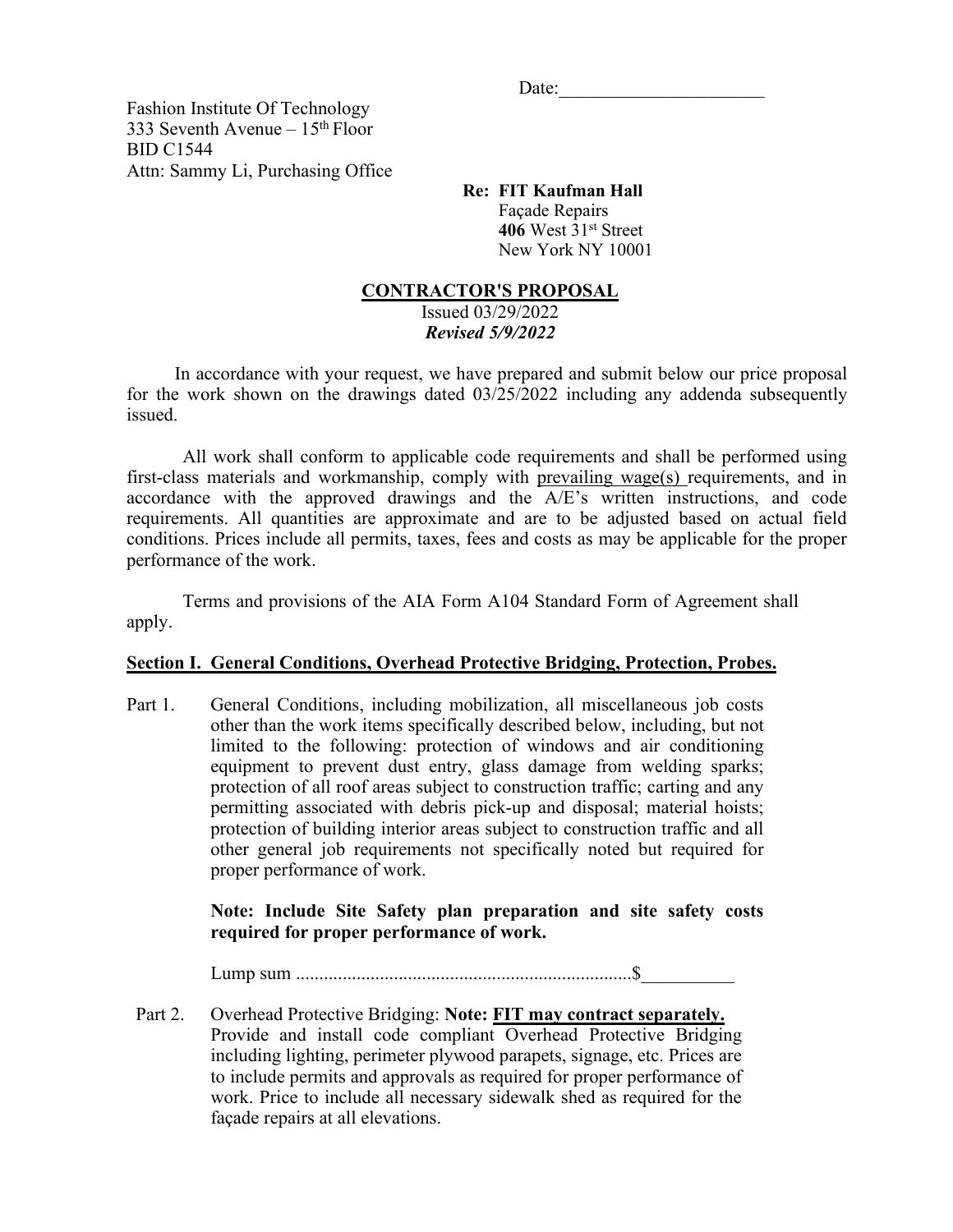Date:______________________

Fashion Institute Of Technology
333 Seventh Avenue – 15th Floor
BID C1544
Attn: Sammy Li, Purchasing Office

**Re: FIT Kaufman Hall**
Façade Repairs
**406** West 31st Street
New York NY 10001

## CONTRACTOR'S PROPOSAL

Issued 03/29/2022
***Revised 5/9/2022***

In accordance with your request, we have prepared and submit below our price proposal for the work shown on the drawings dated 03/25/2022 including any addenda subsequently issued.

All work shall conform to applicable code requirements and shall be performed using first-class materials and workmanship, comply with prevailing wage(s) requirements, and in accordance with the approved drawings and the A/E's written instructions, and code requirements. All quantities are approximate and are to be adjusted based on actual field conditions. Prices include all permits, taxes, fees and costs as may be applicable for the proper performance of the work.

Terms and provisions of the AIA Form A104 Standard Form of Agreement shall apply.

### Section I. General Conditions, Overhead Protective Bridging, Protection, Probes.

Part 1. General Conditions, including mobilization, all miscellaneous job costs other than the work items specifically described below, including, but not limited to the following: protection of windows and air conditioning equipment to prevent dust entry, glass damage from welding sparks; protection of all roof areas subject to construction traffic; carting and any permitting associated with debris pick-up and disposal; material hoists; protection of building interior areas subject to construction traffic and all other general job requirements not specifically noted but required for proper performance of work.

**Note: Include Site Safety plan preparation and site safety costs required for proper performance of work.**

Lump sum ........................................................................$__________

Part 2. Overhead Protective Bridging: **Note: FIT may contract separately.** Provide and install code compliant Overhead Protective Bridging including lighting, perimeter plywood parapets, signage, etc. Prices are to include permits and approvals as required for proper performance of work. Price to include all necessary sidewalk shed as required for the façade repairs at all elevations.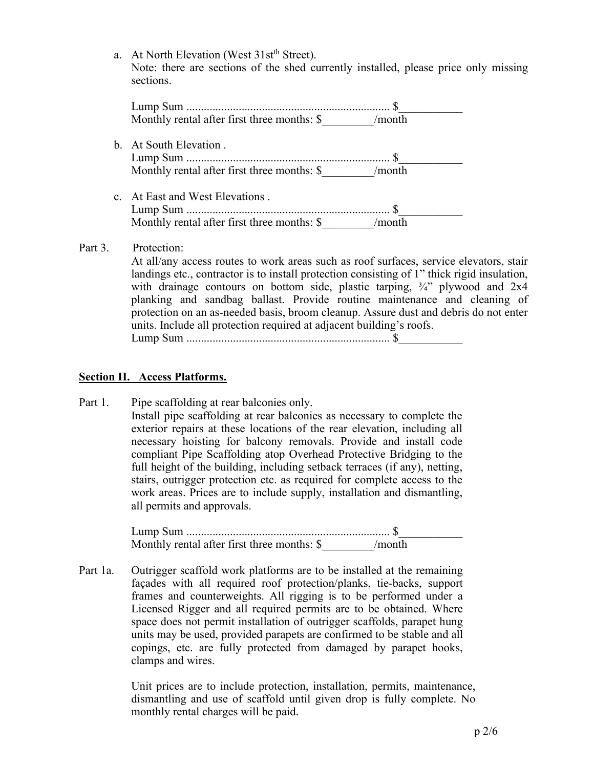a. At North Elevation (West 31st[th] Street).
   Note: there are sections of the shed currently installed, please price only missing sections.

   Lump Sum ..................................................................... $___________
   Monthly rental after first three months: $_________/month

b. At South Elevation .
   Lump Sum ..................................................................... $___________
   Monthly rental after first three months: $_________/month

c. At East and West Elevations .
   Lump Sum ..................................................................... $___________
   Monthly rental after first three months: $_________/month

Part 3. Protection:
At all/any access routes to work areas such as roof surfaces, service elevators, stair landings etc., contractor is to install protection consisting of 1" thick rigid insulation, with drainage contours on bottom side, plastic tarping, ¾" plywood and 2x4 planking and sandbag ballast. Provide routine maintenance and cleaning of protection on an as-needed basis, broom cleanup. Assure dust and debris do not enter units. Include all protection required at adjacent building's roofs.
Lump Sum ..................................................................... $___________

**Section II. Access Platforms.**

Part 1. Pipe scaffolding at rear balconies only.
Install pipe scaffolding at rear balconies as necessary to complete the exterior repairs at these locations of the rear elevation, including all necessary hoisting for balcony removals. Provide and install code compliant Pipe Scaffolding atop Overhead Protective Bridging to the full height of the building, including setback terraces (if any), netting, stairs, outrigger protection etc. as required for complete access to the work areas. Prices are to include supply, installation and dismantling, all permits and approvals.

Lump Sum ..................................................................... $___________
Monthly rental after first three months: $_________/month

Part 1a. Outrigger scaffold work platforms are to be installed at the remaining façades with all required roof protection/planks, tie-backs, support frames and counterweights. All rigging is to be performed under a Licensed Rigger and all required permits are to be obtained. Where space does not permit installation of outrigger scaffolds, parapet hung units may be used, provided parapets are confirmed to be stable and all copings, etc. are fully protected from damaged by parapet hooks, clamps and wires.

Unit prices are to include protection, installation, permits, maintenance, dismantling and use of scaffold until given drop is fully complete. No monthly rental charges will be paid.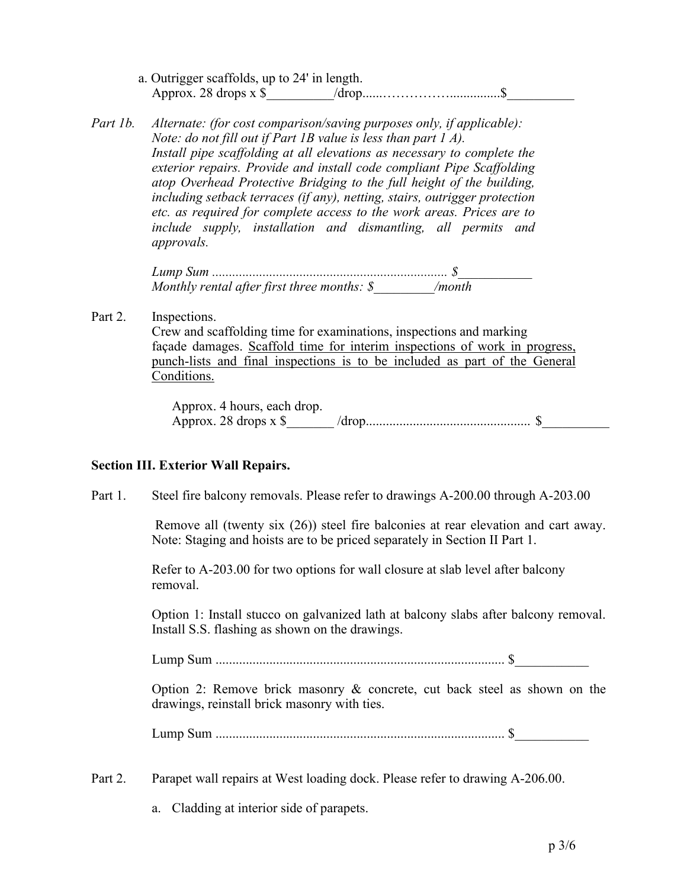a. Outrigger scaffolds, up to 24' in length.
Approx. 28 drops x $__________/drop......……………...............$__________

*Part 1b.* *Alternate: (for cost comparison/saving purposes only, if applicable): Note: do not fill out if Part 1B value is less than part 1 A). Install pipe scaffolding at all elevations as necessary to complete the exterior repairs. Provide and install code compliant Pipe Scaffolding atop Overhead Protective Bridging to the full height of the building, including setback terraces (if any), netting, stairs, outrigger protection etc. as required for complete access to the work areas. Prices are to include supply, installation and dismantling, all permits and approvals.*

*Lump Sum ...................................................................... $___________*
*Monthly rental after first three months: $_________/month*

Part 2. Inspections.
Crew and scaffolding time for examinations, inspections and marking façade damages. <u>Scaffold time for interim inspections of work in progress, punch-lists and final inspections is to be included as part of the General Conditions.</u>

Approx. 4 hours, each drop.
Approx. 28 drops x $_______ /drop................................................ $__________

**Section III. Exterior Wall Repairs.**

Part 1. Steel fire balcony removals. Please refer to drawings A-200.00 through A-203.00

Remove all (twenty six (26)) steel fire balconies at rear elevation and cart away. Note: Staging and hoists are to be priced separately in Section II Part 1.

Refer to A-203.00 for two options for wall closure at slab level after balcony removal.

Option 1: Install stucco on galvanized lath at balcony slabs after balcony removal. Install S.S. flashing as shown on the drawings.

Lump Sum ...................................................................................... $___________

Option 2: Remove brick masonry & concrete, cut back steel as shown on the drawings, reinstall brick masonry with ties.

Lump Sum ...................................................................................... $___________

Part 2. Parapet wall repairs at West loading dock. Please refer to drawing A-206.00.

a. Cladding at interior side of parapets.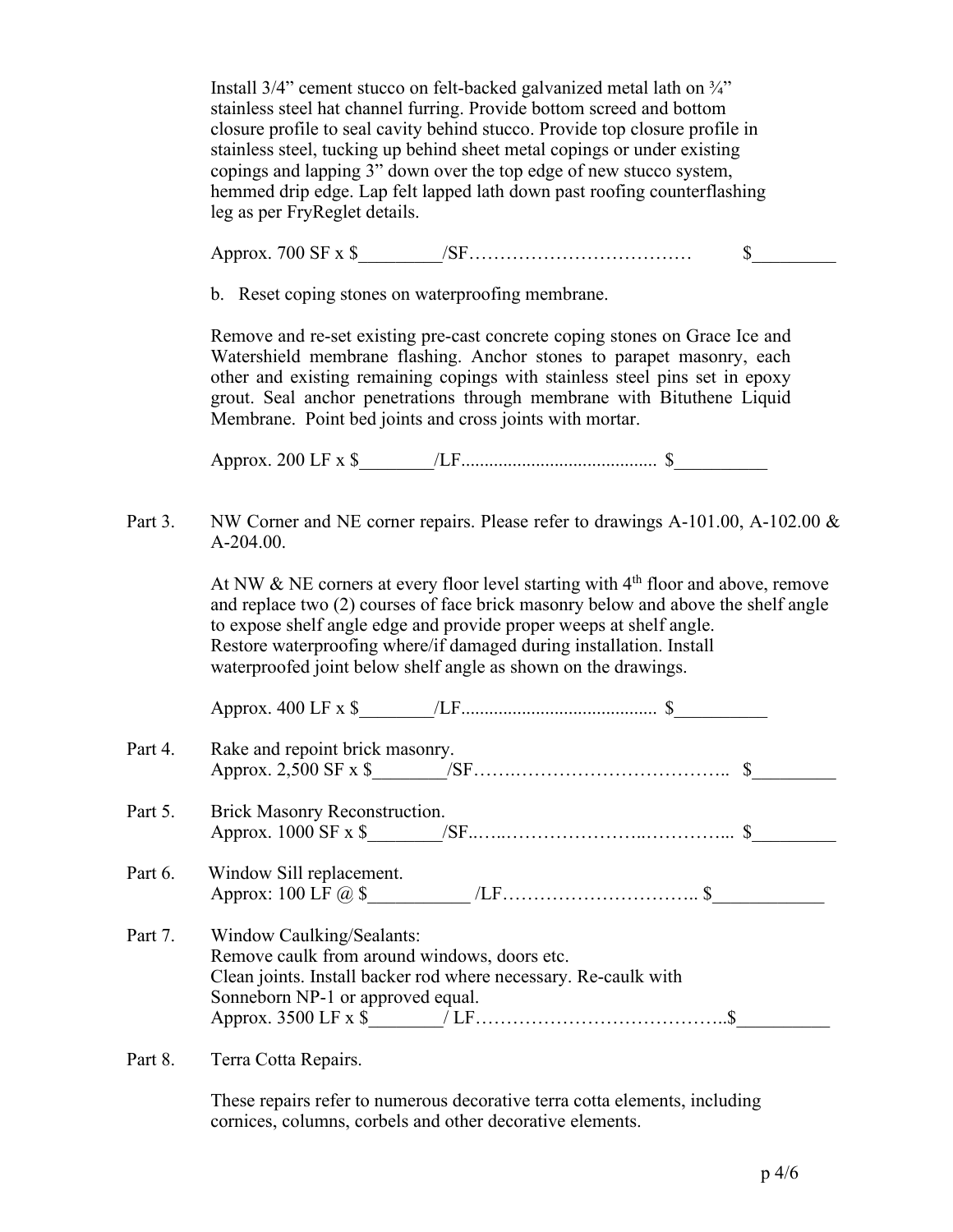Install 3/4” cement stucco on felt-backed galvanized metal lath on ¾” stainless steel hat channel furring. Provide bottom screed and bottom closure profile to seal cavity behind stucco. Provide top closure profile in stainless steel, tucking up behind sheet metal copings or under existing copings and lapping 3” down over the top edge of new stucco system, hemmed drip edge. Lap felt lapped lath down past roofing counterflashing leg as per FryReglet details.

Approx. 700 SF x $_________/SF……………………………… $_________

b. Reset coping stones on waterproofing membrane.

Remove and re-set existing pre-cast concrete coping stones on Grace Ice and Watershield membrane flashing. Anchor stones to parapet masonry, each other and existing remaining copings with stainless steel pins set in epoxy grout. Seal anchor penetrations through membrane with Bituthene Liquid Membrane. Point bed joints and cross joints with mortar.

Approx. 200 LF x $________/LF......................................... $__________

Part 3. NW Corner and NE corner repairs. Please refer to drawings A-101.00, A-102.00 & A-204.00.

At NW & NE corners at every floor level starting with 4th floor and above, remove and replace two (2) courses of face brick masonry below and above the shelf angle to expose shelf angle edge and provide proper weeps at shelf angle. Restore waterproofing where/if damaged during installation. Install waterproofed joint below shelf angle as shown on the drawings.

Approx. 400 LF x $________/LF......................................... $__________

Part 4. Rake and repoint brick masonry.
Approx. 2,500 SF x $________/SF…….…………………………….. $_________

Part 5. Brick Masonry Reconstruction.
Approx. 1000 SF x $________/SF..…..…………………..…………... $_________

Part 6. Window Sill replacement.
Approx: 100 LF @ $___________ /LF………………………….. $____________

Part 7. Window Caulking/Sealants:
Remove caulk from around windows, doors etc.
Clean joints. Install backer rod where necessary. Re-caulk with Sonneborn NP-1 or approved equal.
Approx. 3500 LF x $________/ LF…………………………………..$__________

Part 8. Terra Cotta Repairs.

These repairs refer to numerous decorative terra cotta elements, including cornices, columns, corbels and other decorative elements.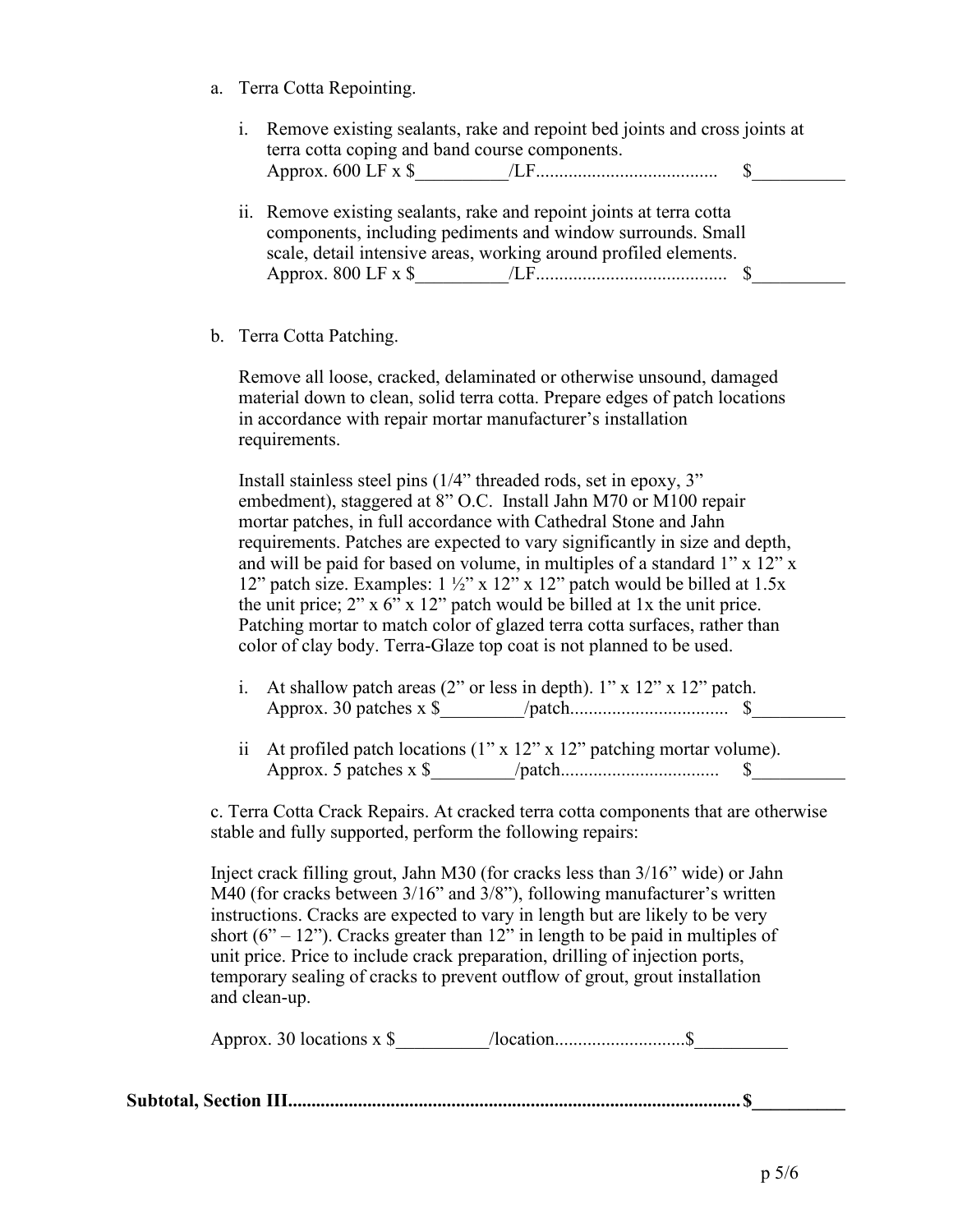a. Terra Cotta Repointing.

   i. Remove existing sealants, rake and repoint bed joints and cross joints at terra cotta coping and band course components.
      Approx. 600 LF x $__________/LF....................................... $__________

   ii. Remove existing sealants, rake and repoint joints at terra cotta components, including pediments and window surrounds. Small scale, detail intensive areas, working around profiled elements.
      Approx. 800 LF x $__________/LF........................................ $__________

b. Terra Cotta Patching.

   Remove all loose, cracked, delaminated or otherwise unsound, damaged material down to clean, solid terra cotta. Prepare edges of patch locations in accordance with repair mortar manufacturer's installation requirements.

   Install stainless steel pins (1/4" threaded rods, set in epoxy, 3" embedment), staggered at 8" O.C. Install Jahn M70 or M100 repair mortar patches, in full accordance with Cathedral Stone and Jahn requirements. Patches are expected to vary significantly in size and depth, and will be paid for based on volume, in multiples of a standard 1" x 12" x 12" patch size. Examples: 1 ½" x 12" x 12" patch would be billed at 1.5x the unit price; 2" x 6" x 12" patch would be billed at 1x the unit price. Patching mortar to match color of glazed terra cotta surfaces, rather than color of clay body. Terra-Glaze top coat is not planned to be used.

   i. At shallow patch areas (2" or less in depth). 1" x 12" x 12" patch.
      Approx. 30 patches x $_________/patch................................. $__________

   ii At profiled patch locations (1" x 12" x 12" patching mortar volume).
      Approx. 5 patches x $_________/patch................................. $__________

c. Terra Cotta Crack Repairs. At cracked terra cotta components that are otherwise stable and fully supported, perform the following repairs:

Inject crack filling grout, Jahn M30 (for cracks less than 3/16" wide) or Jahn M40 (for cracks between 3/16" and 3/8"), following manufacturer's written instructions. Cracks are expected to vary in length but are likely to be very short (6" – 12"). Cracks greater than 12" in length to be paid in multiples of unit price. Price to include crack preparation, drilling of injection ports, temporary sealing of cracks to prevent outflow of grout, grout installation and clean-up.

Approx. 30 locations x $__________/location...........................$__________

**Subtotal, Section III................................................................................................$__________**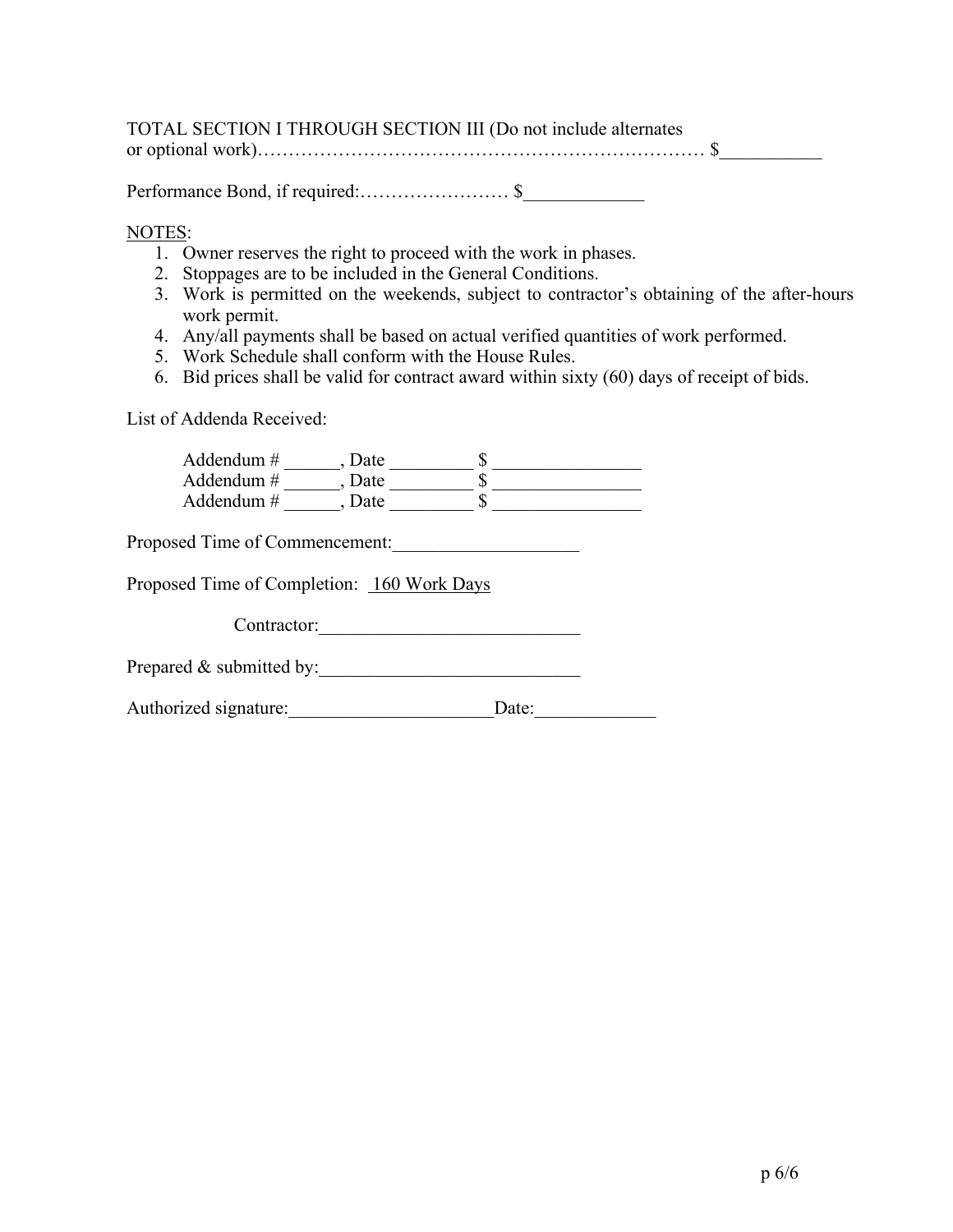TOTAL SECTION I THROUGH SECTION III (Do not include alternates or optional work)……………………………………………………………… $___________

Performance Bond, if required:…………………… $_____________

NOTES:

1. Owner reserves the right to proceed with the work in phases.
2. Stoppages are to be included in the General Conditions.
3. Work is permitted on the weekends, subject to contractor's obtaining of the after-hours work permit.
4. Any/all payments shall be based on actual verified quantities of work performed.
5. Work Schedule shall conform with the House Rules.
6. Bid prices shall be valid for contract award within sixty (60) days of receipt of bids.

List of Addenda Received:

Addendum # ______, Date _________ $ ________________
Addendum # ______, Date _________ $ ________________
Addendum # ______, Date _________ $ ________________

Proposed Time of Commencement:____________________

Proposed Time of Completion: 160 Work Days

Contractor:____________________________

Prepared & submitted by:____________________________

Authorized signature:______________________Date:_____________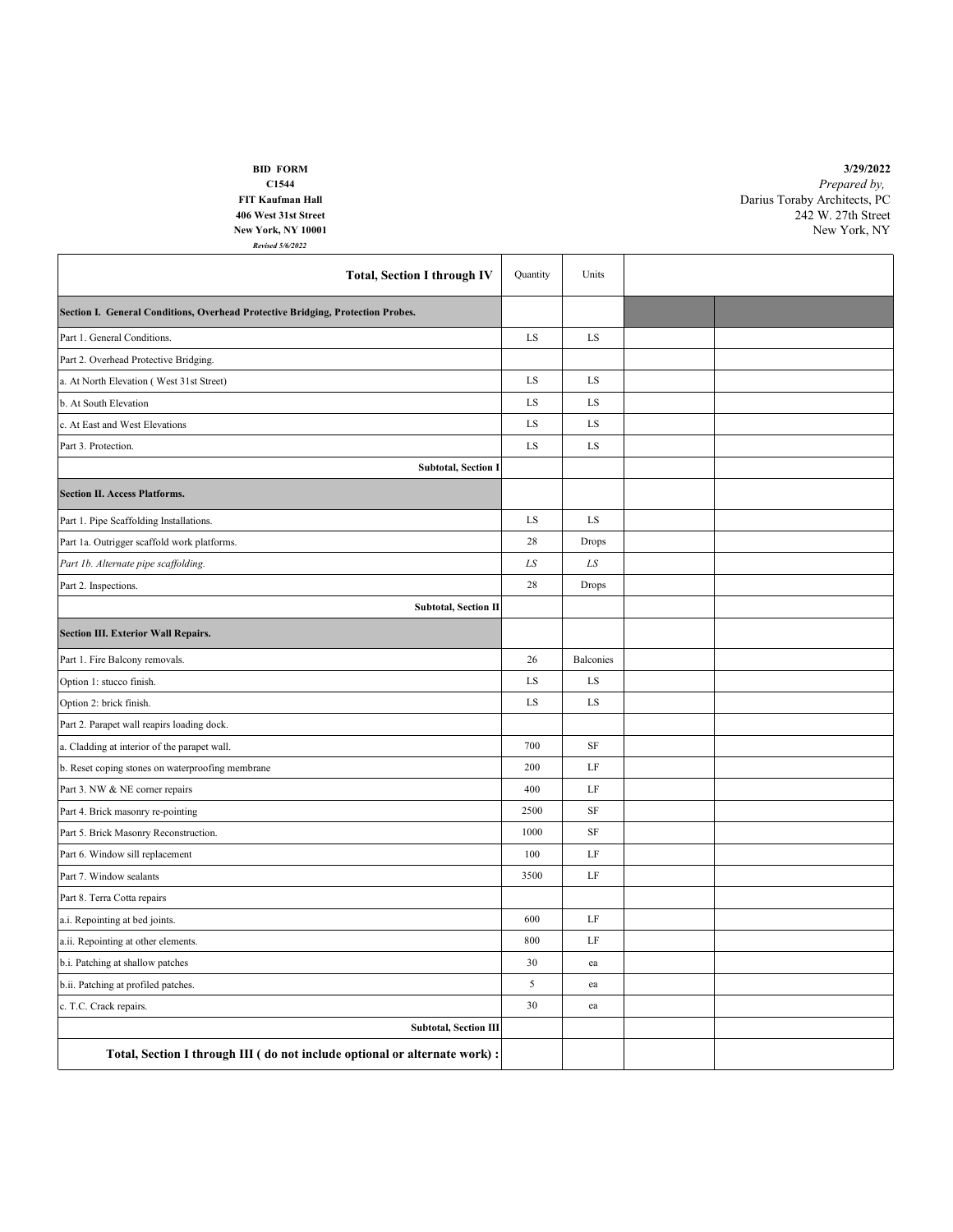**BID FORM**
**C1544**
**FIT Kaufman Hall**
**406 West 31st Street**
**New York, NY 10001**
***Revised 5/6/2022***

**3/29/2022**
*Prepared by,*
Darius Toraby Architects, PC
242 W. 27th Street
New York, NY

| **Total, Section I through IV** | Quantity | Units | | |
|---|---|---|---|---|
| **Section I. General Conditions, Overhead Protective Bridging, Protection Probes.** | | | | |
| Part 1. General Conditions. | LS | LS | | |
| Part 2. Overhead Protective Bridging. | | | | |
| a. At North Elevation ( West 31st Street) | LS | LS | | |
| b. At South Elevation | LS | LS | | |
| c. At East and West Elevations | LS | LS | | |
| Part 3. Protection. | LS | LS | | |
| **Subtotal, Section I** | | | | |
| **Section II. Access Platforms.** | | | | |
| Part 1. Pipe Scaffolding Installations. | LS | LS | | |
| Part 1a. Outrigger scaffold work platforms. | 28 | Drops | | |
| *Part 1b. Alternate pipe scaffolding.* | *LS* | *LS* | | |
| Part 2. Inspections. | 28 | Drops | | |
| **Subtotal, Section II** | | | | |
| **Section III. Exterior Wall Repairs.** | | | | |
| Part 1. Fire Balcony removals. | 26 | Balconies | | |
| Option 1: stucco finish. | LS | LS | | |
| Option 2: brick finish. | LS | LS | | |
| Part 2. Parapet wall reapirs loading dock. | | | | |
| a. Cladding at interior of the parapet wall. | 700 | SF | | |
| b. Reset coping stones on waterproofing membrane | 200 | LF | | |
| Part 3. NW & NE corner repairs | 400 | LF | | |
| Part 4. Brick masonry re-pointing | 2500 | SF | | |
| Part 5. Brick Masonry Reconstruction. | 1000 | SF | | |
| Part 6. Window sill replacement | 100 | LF | | |
| Part 7. Window sealants | 3500 | LF | | |
| Part 8. Terra Cotta repairs | | | | |
| a.i. Repointing at bed joints. | 600 | LF | | |
| a.ii. Repointing at other elements. | 800 | LF | | |
| b.i. Patching at shallow patches | 30 | ea | | |
| b.ii. Patching at profiled patches. | 5 | ea | | |
| c. T.C. Crack repairs. | 30 | ea | | |
| **Subtotal, Section III** | | | | |
| **Total, Section I through III ( do not include optional or alternate work) :** | | | | |